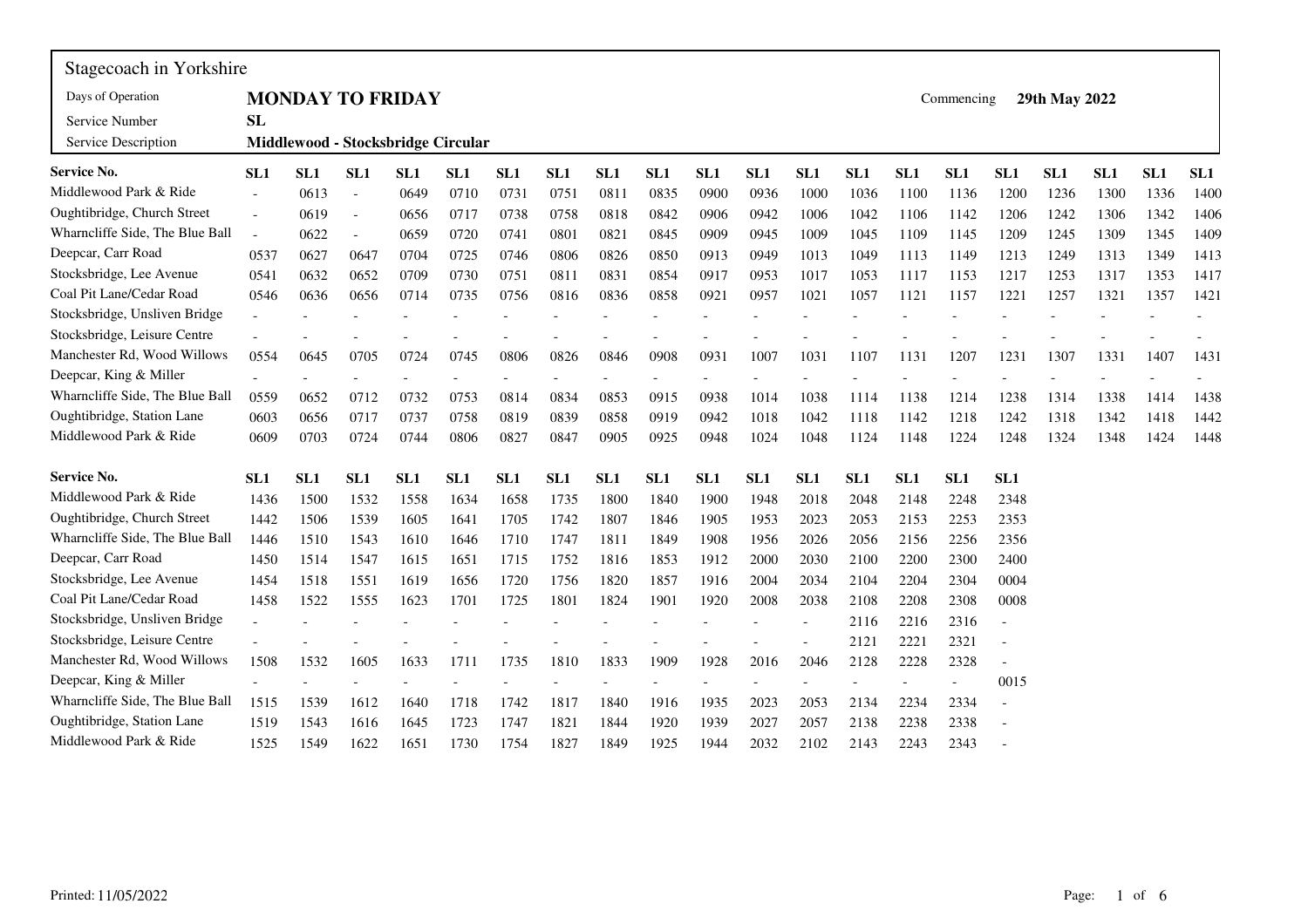Stagecoach in Yorkshire

| | | | |
|---|---|---|---|
| Days of Operation | **MONDAY TO FRIDAY** | Commencing | **29th May 2022** |
| Service Number | **SL** | | |
| Service Description | **Middlewood - Stocksbridge Circular** | | |

| Service No. | SL1 | SL1 | SL1 | SL1 | SL1 | SL1 | SL1 | SL1 | SL1 | SL1 | SL1 | SL1 | SL1 | SL1 | SL1 | SL1 | SL1 | SL1 | SL1 | SL1 |
|---|---|---|---|---|---|---|---|---|---|---|---|---|---|---|---|---|---|---|---|---|
| Middlewood Park & Ride | - | 0613 | - | 0649 | 0710 | 0731 | 0751 | 0811 | 0835 | 0900 | 0936 | 1000 | 1036 | 1100 | 1136 | 1200 | 1236 | 1300 | 1336 | 1400 |
| Oughtibridge, Church Street | - | 0619 | - | 0656 | 0717 | 0738 | 0758 | 0818 | 0842 | 0906 | 0942 | 1006 | 1042 | 1106 | 1142 | 1206 | 1242 | 1306 | 1342 | 1406 |
| Wharncliffe Side, The Blue Ball | - | 0622 | - | 0659 | 0720 | 0741 | 0801 | 0821 | 0845 | 0909 | 0945 | 1009 | 1045 | 1109 | 1145 | 1209 | 1245 | 1309 | 1345 | 1409 |
| Deepcar, Carr Road | 0537 | 0627 | 0647 | 0704 | 0725 | 0746 | 0806 | 0826 | 0850 | 0913 | 0949 | 1013 | 1049 | 1113 | 1149 | 1213 | 1249 | 1313 | 1349 | 1413 |
| Stocksbridge, Lee Avenue | 0541 | 0632 | 0652 | 0709 | 0730 | 0751 | 0811 | 0831 | 0854 | 0917 | 0953 | 1017 | 1053 | 1117 | 1153 | 1217 | 1253 | 1317 | 1353 | 1417 |
| Coal Pit Lane/Cedar Road | 0546 | 0636 | 0656 | 0714 | 0735 | 0756 | 0816 | 0836 | 0858 | 0921 | 0957 | 1021 | 1057 | 1121 | 1157 | 1221 | 1257 | 1321 | 1357 | 1421 |
| Stocksbridge, Unsliven Bridge | - | - | - | - | - | - | - | - | - | - | - | - | - | - | - | - | - | - | - | - |
| Stocksbridge, Leisure Centre | - | - | - | - | - | - | - | - | - | - | - | - | - | - | - | - | - | - | - | - |
| Manchester Rd, Wood Willows | 0554 | 0645 | 0705 | 0724 | 0745 | 0806 | 0826 | 0846 | 0908 | 0931 | 1007 | 1031 | 1107 | 1131 | 1207 | 1231 | 1307 | 1331 | 1407 | 1431 |
| Deepcar, King & Miller | - | - | - | - | - | - | - | - | - | - | - | - | - | - | - | - | - | - | - | - |
| Wharncliffe Side, The Blue Ball | 0559 | 0652 | 0712 | 0732 | 0753 | 0814 | 0834 | 0853 | 0915 | 0938 | 1014 | 1038 | 1114 | 1138 | 1214 | 1238 | 1314 | 1338 | 1414 | 1438 |
| Oughtibridge, Station Lane | 0603 | 0656 | 0717 | 0737 | 0758 | 0819 | 0839 | 0858 | 0919 | 0942 | 1018 | 1042 | 1118 | 1142 | 1218 | 1242 | 1318 | 1342 | 1418 | 1442 |
| Middlewood Park & Ride | 0609 | 0703 | 0724 | 0744 | 0806 | 0827 | 0847 | 0905 | 0925 | 0948 | 1024 | 1048 | 1124 | 1148 | 1224 | 1248 | 1324 | 1348 | 1424 | 1448 |

| Service No. | SL1 | SL1 | SL1 | SL1 | SL1 | SL1 | SL1 | SL1 | SL1 | SL1 | SL1 | SL1 | SL1 | SL1 | SL1 | SL1 |
|---|---|---|---|---|---|---|---|---|---|---|---|---|---|---|---|---|
| Middlewood Park & Ride | 1436 | 1500 | 1532 | 1558 | 1634 | 1658 | 1735 | 1800 | 1840 | 1900 | 1948 | 2018 | 2048 | 2148 | 2248 | 2348 |
| Oughtibridge, Church Street | 1442 | 1506 | 1539 | 1605 | 1641 | 1705 | 1742 | 1807 | 1846 | 1905 | 1953 | 2023 | 2053 | 2153 | 2253 | 2353 |
| Wharncliffe Side, The Blue Ball | 1446 | 1510 | 1543 | 1610 | 1646 | 1710 | 1747 | 1811 | 1849 | 1908 | 1956 | 2026 | 2056 | 2156 | 2256 | 2356 |
| Deepcar, Carr Road | 1450 | 1514 | 1547 | 1615 | 1651 | 1715 | 1752 | 1816 | 1853 | 1912 | 2000 | 2030 | 2100 | 2200 | 2300 | 2400 |
| Stocksbridge, Lee Avenue | 1454 | 1518 | 1551 | 1619 | 1656 | 1720 | 1756 | 1820 | 1857 | 1916 | 2004 | 2034 | 2104 | 2204 | 2304 | 0004 |
| Coal Pit Lane/Cedar Road | 1458 | 1522 | 1555 | 1623 | 1701 | 1725 | 1801 | 1824 | 1901 | 1920 | 2008 | 2038 | 2108 | 2208 | 2308 | 0008 |
| Stocksbridge, Unsliven Bridge | - | - | - | - | - | - | - | - | - | - | - | - | 2116 | 2216 | 2316 | - |
| Stocksbridge, Leisure Centre | - | - | - | - | - | - | - | - | - | - | - | - | 2121 | 2221 | 2321 | - |
| Manchester Rd, Wood Willows | 1508 | 1532 | 1605 | 1633 | 1711 | 1735 | 1810 | 1833 | 1909 | 1928 | 2016 | 2046 | 2128 | 2228 | 2328 | - |
| Deepcar, King & Miller | - | - | - | - | - | - | - | - | - | - | - | - | - | - | - | 0015 |
| Wharncliffe Side, The Blue Ball | 1515 | 1539 | 1612 | 1640 | 1718 | 1742 | 1817 | 1840 | 1916 | 1935 | 2023 | 2053 | 2134 | 2234 | 2334 | - |
| Oughtibridge, Station Lane | 1519 | 1543 | 1616 | 1645 | 1723 | 1747 | 1821 | 1844 | 1920 | 1939 | 2027 | 2057 | 2138 | 2238 | 2338 | - |
| Middlewood Park & Ride | 1525 | 1549 | 1622 | 1651 | 1730 | 1754 | 1827 | 1849 | 1925 | 1944 | 2032 | 2102 | 2143 | 2243 | 2343 | - |

Printed: 11/05/2022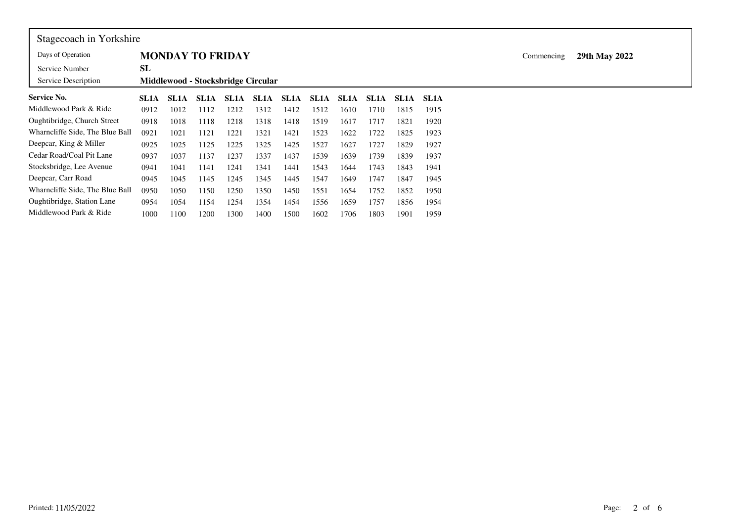Stagecoach in Yorkshire

| | |
|---|---|
| Days of Operation | **MONDAY TO FRIDAY** |
| Service Number | **SL** |
| Service Description | **Middlewood - Stocksbridge Circular** |

Commencing **29th May 2022**

| **Service No.** | **SL1A** | **SL1A** | **SL1A** | **SL1A** | **SL1A** | **SL1A** | **SL1A** | **SL1A** | **SL1A** | **SL1A** | **SL1A** |
|---|---|---|---|---|---|---|---|---|---|---|---|
| Middlewood Park & Ride | 0912 | 1012 | 1112 | 1212 | 1312 | 1412 | 1512 | 1610 | 1710 | 1815 | 1915 |
| Oughtibridge, Church Street | 0918 | 1018 | 1118 | 1218 | 1318 | 1418 | 1519 | 1617 | 1717 | 1821 | 1920 |
| Wharncliffe Side, The Blue Ball | 0921 | 1021 | 1121 | 1221 | 1321 | 1421 | 1523 | 1622 | 1722 | 1825 | 1923 |
| Deepcar, King & Miller | 0925 | 1025 | 1125 | 1225 | 1325 | 1425 | 1527 | 1627 | 1727 | 1829 | 1927 |
| Cedar Road/Coal Pit Lane | 0937 | 1037 | 1137 | 1237 | 1337 | 1437 | 1539 | 1639 | 1739 | 1839 | 1937 |
| Stocksbridge, Lee Avenue | 0941 | 1041 | 1141 | 1241 | 1341 | 1441 | 1543 | 1644 | 1743 | 1843 | 1941 |
| Deepcar, Carr Road | 0945 | 1045 | 1145 | 1245 | 1345 | 1445 | 1547 | 1649 | 1747 | 1847 | 1945 |
| Wharncliffe Side, The Blue Ball | 0950 | 1050 | 1150 | 1250 | 1350 | 1450 | 1551 | 1654 | 1752 | 1852 | 1950 |
| Oughtibridge, Station Lane | 0954 | 1054 | 1154 | 1254 | 1354 | 1454 | 1556 | 1659 | 1757 | 1856 | 1954 |
| Middlewood Park & Ride | 1000 | 1100 | 1200 | 1300 | 1400 | 1500 | 1602 | 1706 | 1803 | 1901 | 1959 |

Printed: 11/05/2022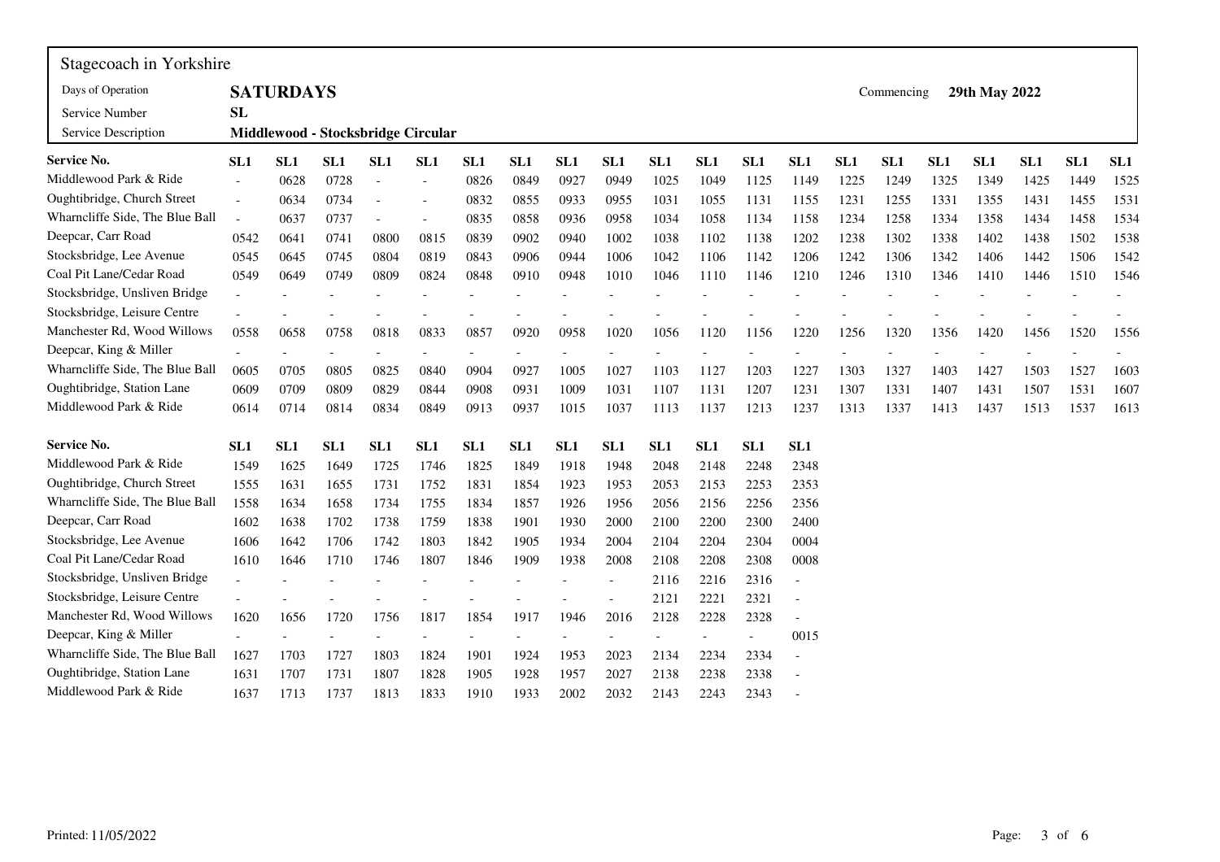Stagecoach in Yorkshire

| | |
|---|---|
| Days of Operation | **SATURDAYS** |
| Service Number | **SL** |
| Service Description | **Middlewood - Stocksbridge Circular** |

Commencing **29th May 2022**

| **Service No.** | **SL1** | **SL1** | **SL1** | **SL1** | **SL1** | **SL1** | **SL1** | **SL1** | **SL1** | **SL1** | **SL1** | **SL1** | **SL1** | **SL1** | **SL1** | **SL1** | **SL1** | **SL1** | **SL1** | **SL1** |
|---|---|---|---|---|---|---|---|---|---|---|---|---|---|---|---|---|---|---|---|---|
| Middlewood Park & Ride | - | 0628 | 0728 | - | - | 0826 | 0849 | 0927 | 0949 | 1025 | 1049 | 1125 | 1149 | 1225 | 1249 | 1325 | 1349 | 1425 | 1449 | 1525 |
| Oughtibridge, Church Street | - | 0634 | 0734 | - | - | 0832 | 0855 | 0933 | 0955 | 1031 | 1055 | 1131 | 1155 | 1231 | 1255 | 1331 | 1355 | 1431 | 1455 | 1531 |
| Wharncliffe Side, The Blue Ball | - | 0637 | 0737 | - | - | 0835 | 0858 | 0936 | 0958 | 1034 | 1058 | 1134 | 1158 | 1234 | 1258 | 1334 | 1358 | 1434 | 1458 | 1534 |
| Deepcar, Carr Road | 0542 | 0641 | 0741 | 0800 | 0815 | 0839 | 0902 | 0940 | 1002 | 1038 | 1102 | 1138 | 1202 | 1238 | 1302 | 1338 | 1402 | 1438 | 1502 | 1538 |
| Stocksbridge, Lee Avenue | 0545 | 0645 | 0745 | 0804 | 0819 | 0843 | 0906 | 0944 | 1006 | 1042 | 1106 | 1142 | 1206 | 1242 | 1306 | 1342 | 1406 | 1442 | 1506 | 1542 |
| Coal Pit Lane/Cedar Road | 0549 | 0649 | 0749 | 0809 | 0824 | 0848 | 0910 | 0948 | 1010 | 1046 | 1110 | 1146 | 1210 | 1246 | 1310 | 1346 | 1410 | 1446 | 1510 | 1546 |
| Stocksbridge, Unsliven Bridge | - | - | - | - | - | - | - | - | - | - | - | - | - | - | - | - | - | - | - | - |
| Stocksbridge, Leisure Centre | - | - | - | - | - | - | - | - | - | - | - | - | - | - | - | - | - | - | - | - |
| Manchester Rd, Wood Willows | 0558 | 0658 | 0758 | 0818 | 0833 | 0857 | 0920 | 0958 | 1020 | 1056 | 1120 | 1156 | 1220 | 1256 | 1320 | 1356 | 1420 | 1456 | 1520 | 1556 |
| Deepcar, King & Miller | - | - | - | - | - | - | - | - | - | - | - | - | - | - | - | - | - | - | - | - |
| Wharncliffe Side, The Blue Ball | 0605 | 0705 | 0805 | 0825 | 0840 | 0904 | 0927 | 1005 | 1027 | 1103 | 1127 | 1203 | 1227 | 1303 | 1327 | 1403 | 1427 | 1503 | 1527 | 1603 |
| Oughtibridge, Station Lane | 0609 | 0709 | 0809 | 0829 | 0844 | 0908 | 0931 | 1009 | 1031 | 1107 | 1131 | 1207 | 1231 | 1307 | 1331 | 1407 | 1431 | 1507 | 1531 | 1607 |
| Middlewood Park & Ride | 0614 | 0714 | 0814 | 0834 | 0849 | 0913 | 0937 | 1015 | 1037 | 1113 | 1137 | 1213 | 1237 | 1313 | 1337 | 1413 | 1437 | 1513 | 1537 | 1613 |

| **Service No.** | **SL1** | **SL1** | **SL1** | **SL1** | **SL1** | **SL1** | **SL1** | **SL1** | **SL1** | **SL1** | **SL1** | **SL1** | **SL1** |
|---|---|---|---|---|---|---|---|---|---|---|---|---|---|
| Middlewood Park & Ride | 1549 | 1625 | 1649 | 1725 | 1746 | 1825 | 1849 | 1918 | 1948 | 2048 | 2148 | 2248 | 2348 |
| Oughtibridge, Church Street | 1555 | 1631 | 1655 | 1731 | 1752 | 1831 | 1854 | 1923 | 1953 | 2053 | 2153 | 2253 | 2353 |
| Wharncliffe Side, The Blue Ball | 1558 | 1634 | 1658 | 1734 | 1755 | 1834 | 1857 | 1926 | 1956 | 2056 | 2156 | 2256 | 2356 |
| Deepcar, Carr Road | 1602 | 1638 | 1702 | 1738 | 1759 | 1838 | 1901 | 1930 | 2000 | 2100 | 2200 | 2300 | 2400 |
| Stocksbridge, Lee Avenue | 1606 | 1642 | 1706 | 1742 | 1803 | 1842 | 1905 | 1934 | 2004 | 2104 | 2204 | 2304 | 0004 |
| Coal Pit Lane/Cedar Road | 1610 | 1646 | 1710 | 1746 | 1807 | 1846 | 1909 | 1938 | 2008 | 2108 | 2208 | 2308 | 0008 |
| Stocksbridge, Unsliven Bridge | - | - | - | - | - | - | - | - | - | 2116 | 2216 | 2316 | - |
| Stocksbridge, Leisure Centre | - | - | - | - | - | - | - | - | - | 2121 | 2221 | 2321 | - |
| Manchester Rd, Wood Willows | 1620 | 1656 | 1720 | 1756 | 1817 | 1854 | 1917 | 1946 | 2016 | 2128 | 2228 | 2328 | - |
| Deepcar, King & Miller | - | - | - | - | - | - | - | - | - | - | - | - | 0015 |
| Wharncliffe Side, The Blue Ball | 1627 | 1703 | 1727 | 1803 | 1824 | 1901 | 1924 | 1953 | 2023 | 2134 | 2234 | 2334 | - |
| Oughtibridge, Station Lane | 1631 | 1707 | 1731 | 1807 | 1828 | 1905 | 1928 | 1957 | 2027 | 2138 | 2238 | 2338 | - |
| Middlewood Park & Ride | 1637 | 1713 | 1737 | 1813 | 1833 | 1910 | 1933 | 2002 | 2032 | 2143 | 2243 | 2343 | - |

Printed: 11/05/2022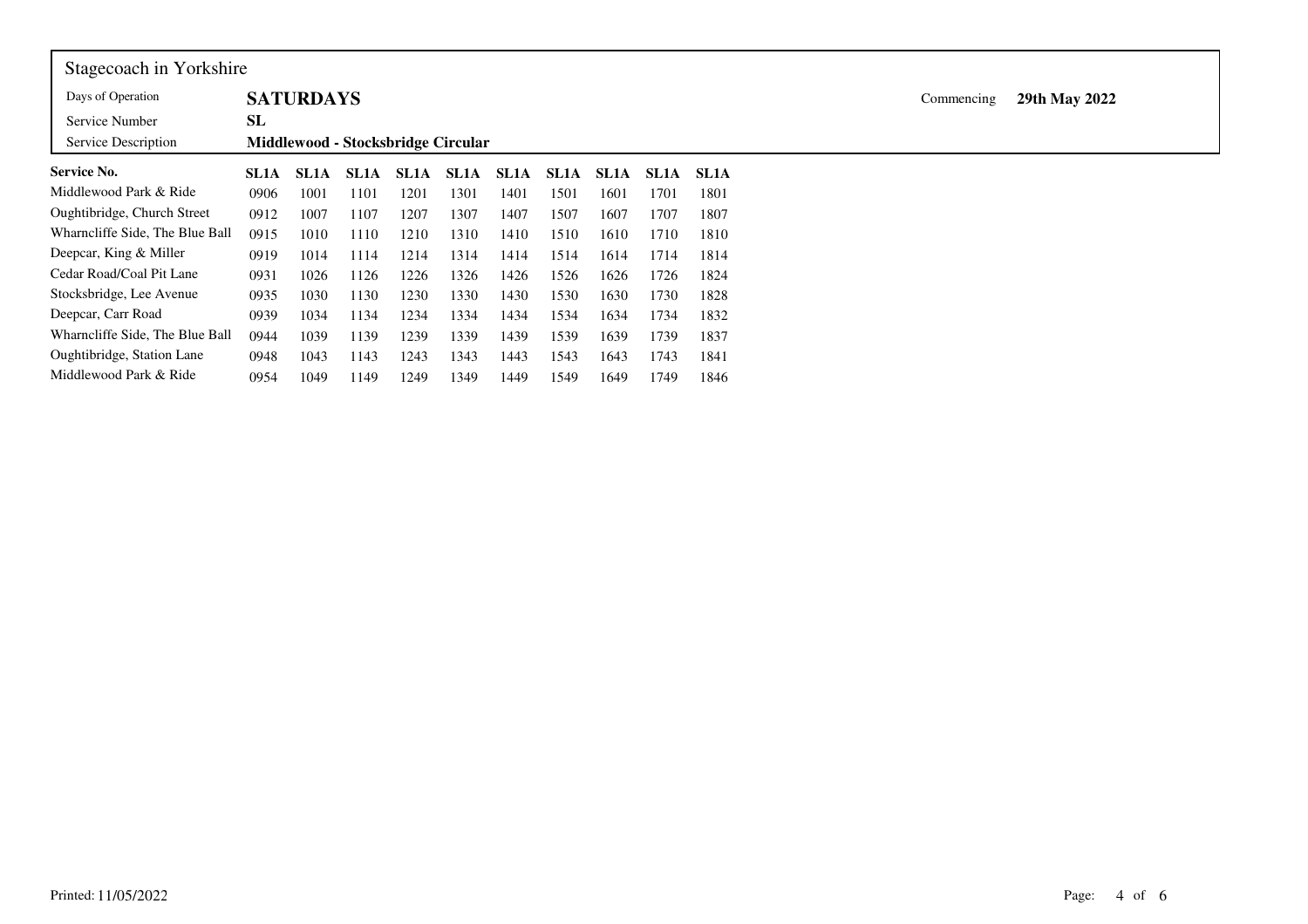Stagecoach in Yorkshire

| | | | |
|---|---|---|---|
| Days of Operation | **SATURDAYS** | Commencing | **29th May 2022** |
| Service Number | **SL** | | |
| Service Description | **Middlewood - Stocksbridge Circular** | | |

| **Service No.** | **SL1A** | **SL1A** | **SL1A** | **SL1A** | **SL1A** | **SL1A** | **SL1A** | **SL1A** | **SL1A** | **SL1A** |
|---|---|---|---|---|---|---|---|---|---|---|
| Middlewood Park & Ride | 0906 | 1001 | 1101 | 1201 | 1301 | 1401 | 1501 | 1601 | 1701 | 1801 |
| Oughtibridge, Church Street | 0912 | 1007 | 1107 | 1207 | 1307 | 1407 | 1507 | 1607 | 1707 | 1807 |
| Wharncliffe Side, The Blue Ball | 0915 | 1010 | 1110 | 1210 | 1310 | 1410 | 1510 | 1610 | 1710 | 1810 |
| Deepcar, King & Miller | 0919 | 1014 | 1114 | 1214 | 1314 | 1414 | 1514 | 1614 | 1714 | 1814 |
| Cedar Road/Coal Pit Lane | 0931 | 1026 | 1126 | 1226 | 1326 | 1426 | 1526 | 1626 | 1726 | 1824 |
| Stocksbridge, Lee Avenue | 0935 | 1030 | 1130 | 1230 | 1330 | 1430 | 1530 | 1630 | 1730 | 1828 |
| Deepcar, Carr Road | 0939 | 1034 | 1134 | 1234 | 1334 | 1434 | 1534 | 1634 | 1734 | 1832 |
| Wharncliffe Side, The Blue Ball | 0944 | 1039 | 1139 | 1239 | 1339 | 1439 | 1539 | 1639 | 1739 | 1837 |
| Oughtibridge, Station Lane | 0948 | 1043 | 1143 | 1243 | 1343 | 1443 | 1543 | 1643 | 1743 | 1841 |
| Middlewood Park & Ride | 0954 | 1049 | 1149 | 1249 | 1349 | 1449 | 1549 | 1649 | 1749 | 1846 |

Printed: 11/05/2022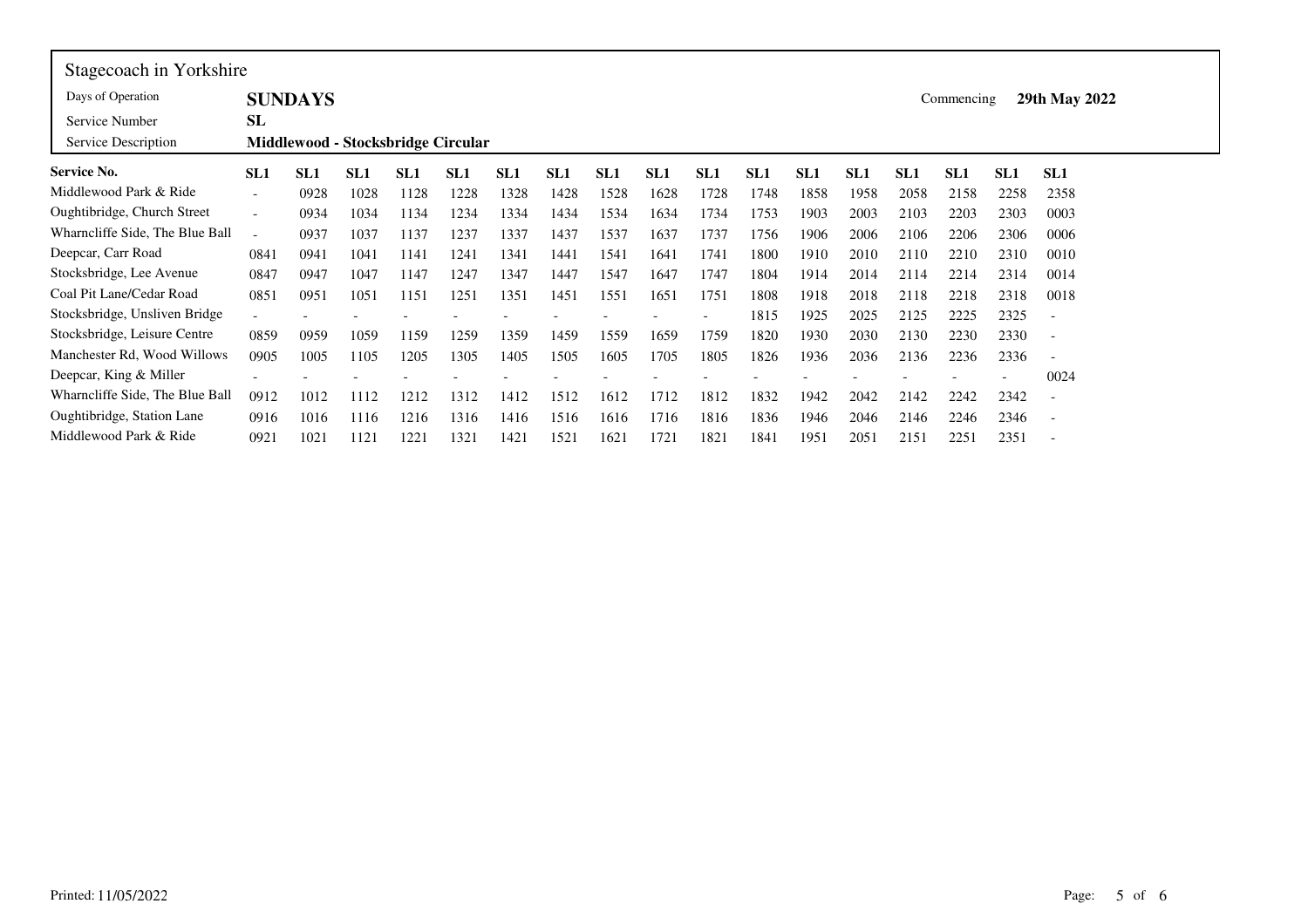Stagecoach in Yorkshire

| Days of Operation | **SUNDAYS** | Commencing | **29th May 2022** |
|---|---|---|---|
| Service Number | **SL** | | |
| Service Description | **Middlewood - Stocksbridge Circular** | | |

| **Service No.** | **SL1** | **SL1** | **SL1** | **SL1** | **SL1** | **SL1** | **SL1** | **SL1** | **SL1** | **SL1** | **SL1** | **SL1** | **SL1** | **SL1** | **SL1** | **SL1** | **SL1** |
|---|---|---|---|---|---|---|---|---|---|---|---|---|---|---|---|---|---|
| Middlewood Park & Ride | - | 0928 | 1028 | 1128 | 1228 | 1328 | 1428 | 1528 | 1628 | 1728 | 1748 | 1858 | 1958 | 2058 | 2158 | 2258 | 2358 |
| Oughtibridge, Church Street | - | 0934 | 1034 | 1134 | 1234 | 1334 | 1434 | 1534 | 1634 | 1734 | 1753 | 1903 | 2003 | 2103 | 2203 | 2303 | 0003 |
| Wharncliffe Side, The Blue Ball | - | 0937 | 1037 | 1137 | 1237 | 1337 | 1437 | 1537 | 1637 | 1737 | 1756 | 1906 | 2006 | 2106 | 2206 | 2306 | 0006 |
| Deepcar, Carr Road | 0841 | 0941 | 1041 | 1141 | 1241 | 1341 | 1441 | 1541 | 1641 | 1741 | 1800 | 1910 | 2010 | 2110 | 2210 | 2310 | 0010 |
| Stocksbridge, Lee Avenue | 0847 | 0947 | 1047 | 1147 | 1247 | 1347 | 1447 | 1547 | 1647 | 1747 | 1804 | 1914 | 2014 | 2114 | 2214 | 2314 | 0014 |
| Coal Pit Lane/Cedar Road | 0851 | 0951 | 1051 | 1151 | 1251 | 1351 | 1451 | 1551 | 1651 | 1751 | 1808 | 1918 | 2018 | 2118 | 2218 | 2318 | 0018 |
| Stocksbridge, Unsliven Bridge | - | - | - | - | - | - | - | - | - | - | 1815 | 1925 | 2025 | 2125 | 2225 | 2325 | - |
| Stocksbridge, Leisure Centre | 0859 | 0959 | 1059 | 1159 | 1259 | 1359 | 1459 | 1559 | 1659 | 1759 | 1820 | 1930 | 2030 | 2130 | 2230 | 2330 | - |
| Manchester Rd, Wood Willows | 0905 | 1005 | 1105 | 1205 | 1305 | 1405 | 1505 | 1605 | 1705 | 1805 | 1826 | 1936 | 2036 | 2136 | 2236 | 2336 | - |
| Deepcar, King & Miller | - | - | - | - | - | - | - | - | - | - | - | - | - | - | - | - | 0024 |
| Wharncliffe Side, The Blue Ball | 0912 | 1012 | 1112 | 1212 | 1312 | 1412 | 1512 | 1612 | 1712 | 1812 | 1832 | 1942 | 2042 | 2142 | 2242 | 2342 | - |
| Oughtibridge, Station Lane | 0916 | 1016 | 1116 | 1216 | 1316 | 1416 | 1516 | 1616 | 1716 | 1816 | 1836 | 1946 | 2046 | 2146 | 2246 | 2346 | - |
| Middlewood Park & Ride | 0921 | 1021 | 1121 | 1221 | 1321 | 1421 | 1521 | 1621 | 1721 | 1821 | 1841 | 1951 | 2051 | 2151 | 2251 | 2351 | - |

Printed: 11/05/2022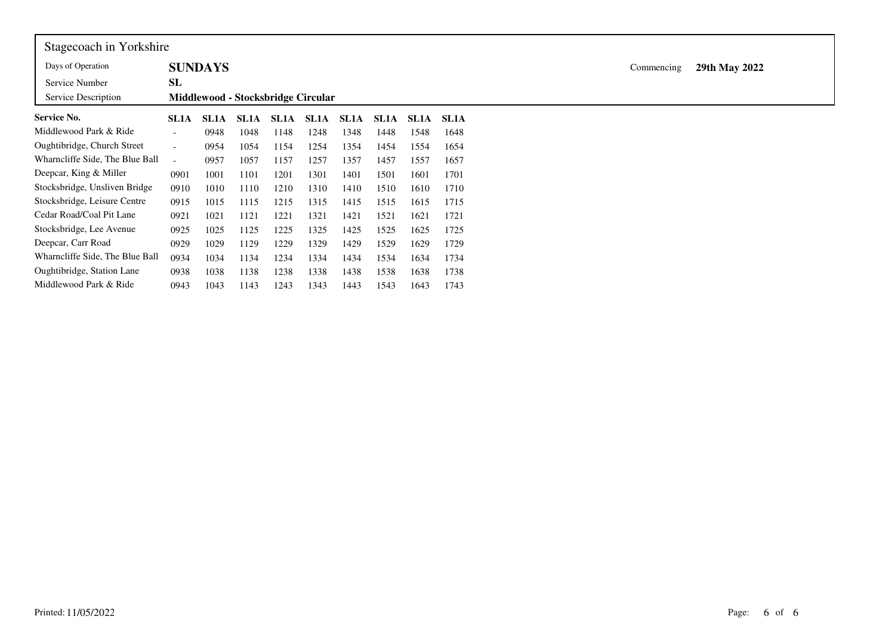Stagecoach in Yorkshire

| | | | |
|---|---|---|---|
| Days of Operation | **SUNDAYS** | Commencing | **29th May 2022** |
| Service Number | **SL** | | |
| Service Description | **Middlewood - Stocksbridge Circular** | | |

| **Service No.** | **SL1A** | **SL1A** | **SL1A** | **SL1A** | **SL1A** | **SL1A** | **SL1A** | **SL1A** | **SL1A** |
|---|---|---|---|---|---|---|---|---|---|
| Middlewood Park & Ride | - | 0948 | 1048 | 1148 | 1248 | 1348 | 1448 | 1548 | 1648 |
| Oughtibridge, Church Street | - | 0954 | 1054 | 1154 | 1254 | 1354 | 1454 | 1554 | 1654 |
| Wharncliffe Side, The Blue Ball | - | 0957 | 1057 | 1157 | 1257 | 1357 | 1457 | 1557 | 1657 |
| Deepcar, King & Miller | 0901 | 1001 | 1101 | 1201 | 1301 | 1401 | 1501 | 1601 | 1701 |
| Stocksbridge, Unsliven Bridge | 0910 | 1010 | 1110 | 1210 | 1310 | 1410 | 1510 | 1610 | 1710 |
| Stocksbridge, Leisure Centre | 0915 | 1015 | 1115 | 1215 | 1315 | 1415 | 1515 | 1615 | 1715 |
| Cedar Road/Coal Pit Lane | 0921 | 1021 | 1121 | 1221 | 1321 | 1421 | 1521 | 1621 | 1721 |
| Stocksbridge, Lee Avenue | 0925 | 1025 | 1125 | 1225 | 1325 | 1425 | 1525 | 1625 | 1725 |
| Deepcar, Carr Road | 0929 | 1029 | 1129 | 1229 | 1329 | 1429 | 1529 | 1629 | 1729 |
| Wharncliffe Side, The Blue Ball | 0934 | 1034 | 1134 | 1234 | 1334 | 1434 | 1534 | 1634 | 1734 |
| Oughtibridge, Station Lane | 0938 | 1038 | 1138 | 1238 | 1338 | 1438 | 1538 | 1638 | 1738 |
| Middlewood Park & Ride | 0943 | 1043 | 1143 | 1243 | 1343 | 1443 | 1543 | 1643 | 1743 |

Printed: 11/05/2022